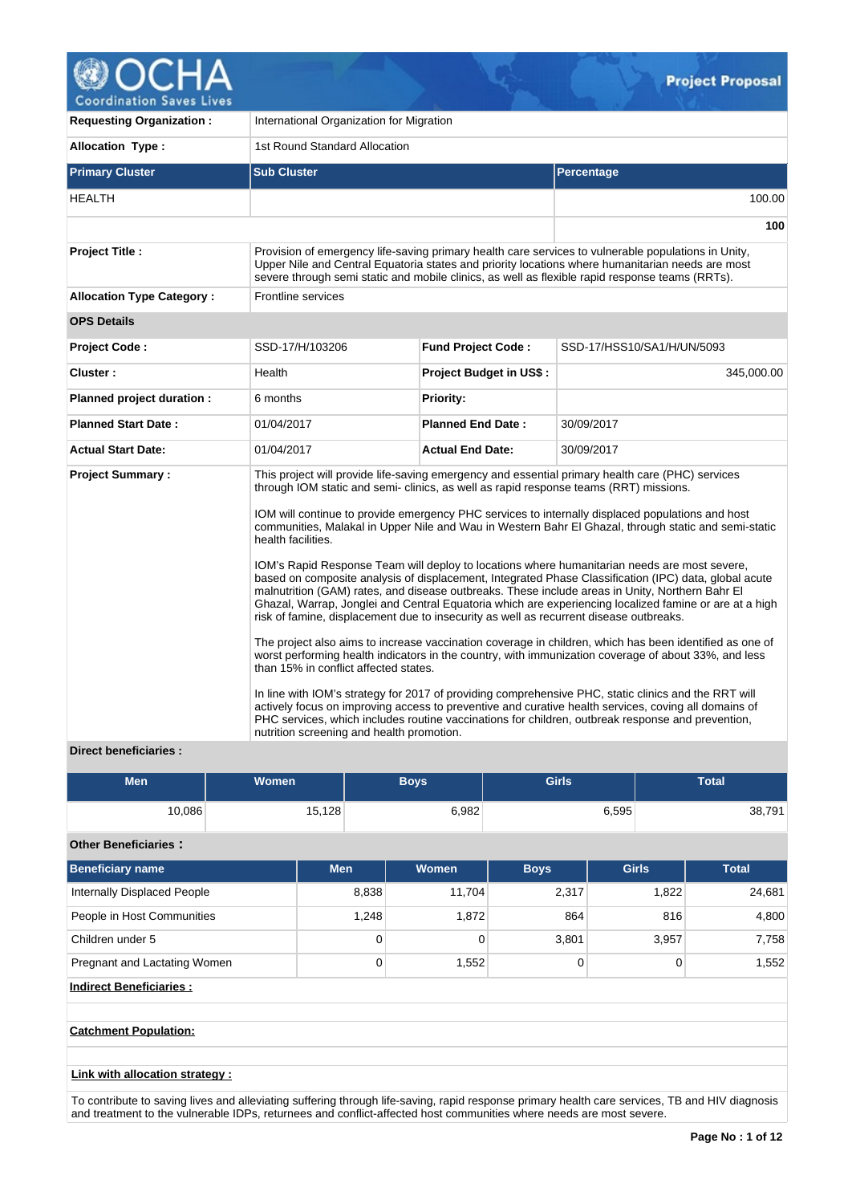# Project Proposal

| | |
|---|---|
| **Requesting Organization :** | International Organization for Migration |
| **Allocation Type :** | 1st Round Standard Allocation |

| **Primary Cluster** | **Sub Cluster** | **Percentage** |
|---|---|---|
| HEALTH | | 100.00 |
| | | **100** |

| | |
|---|---|
| **Project Title :** | Provision of emergency life-saving primary health care services to vulnerable populations in Unity, Upper Nile and Central Equatoria states and priority locations where humanitarian needs are most severe through semi static and mobile clinics, as well as flexible rapid response teams (RRTs). |
| **Allocation Type Category :** | Frontline services |

**OPS Details**

| | | | |
|---|---|---|---|
| **Project Code :** | SSD-17/H/103206 | **Fund Project Code :** | SSD-17/HSS10/SA1/H/UN/5093 |
| **Cluster :** | Health | **Project Budget in US$ :** | 345,000.00 |
| **Planned project duration :** | 6 months | **Priority:** | |
| **Planned Start Date :** | 01/04/2017 | **Planned End Date :** | 30/09/2017 |
| **Actual Start Date:** | 01/04/2017 | **Actual End Date:** | 30/09/2017 |

**Project Summary :**

This project will provide life-saving emergency and essential primary health care (PHC) services through IOM static and semi- clinics, as well as rapid response teams (RRT) missions.

IOM will continue to provide emergency PHC services to internally displaced populations and host communities, Malakal in Upper Nile and Wau in Western Bahr El Ghazal, through static and semi-static health facilities.

IOM's Rapid Response Team will deploy to locations where humanitarian needs are most severe, based on composite analysis of displacement, Integrated Phase Classification (IPC) data, global acute malnutrition (GAM) rates, and disease outbreaks. These include areas in Unity, Northern Bahr El Ghazal, Warrap, Jonglei and Central Equatoria which are experiencing localized famine or are at a high risk of famine, displacement due to insecurity as well as recurrent disease outbreaks.

The project also aims to increase vaccination coverage in children, which has been identified as one of worst performing health indicators in the country, with immunization coverage of about 33%, and less than 15% in conflict affected states.

In line with IOM's strategy for 2017 of providing comprehensive PHC, static clinics and the RRT will actively focus on improving access to preventive and curative health services, coving all domains of PHC services, which includes routine vaccinations for children, outbreak response and prevention, nutrition screening and health promotion.

**Direct beneficiaries :**

| Men | Women | Boys | Girls | Total |
|---|---|---|---|---|
| 10,086 | 15,128 | 6,982 | 6,595 | 38,791 |

**Other Beneficiaries :**

| Beneficiary name | Men | Women | Boys | Girls | Total |
|---|---|---|---|---|---|
| Internally Displaced People | 8,838 | 11,704 | 2,317 | 1,822 | 24,681 |
| People in Host Communities | 1,248 | 1,872 | 864 | 816 | 4,800 |
| Children under 5 | 0 | 0 | 3,801 | 3,957 | 7,758 |
| Pregnant and Lactating Women | 0 | 1,552 | 0 | 0 | 1,552 |

**Indirect Beneficiaries :**

**Catchment Population:**

**Link with allocation strategy :**

To contribute to saving lives and alleviating suffering through life-saving, rapid response primary health care services, TB and HIV diagnosis and treatment to the vulnerable IDPs, returnees and conflict-affected host communities where needs are most severe.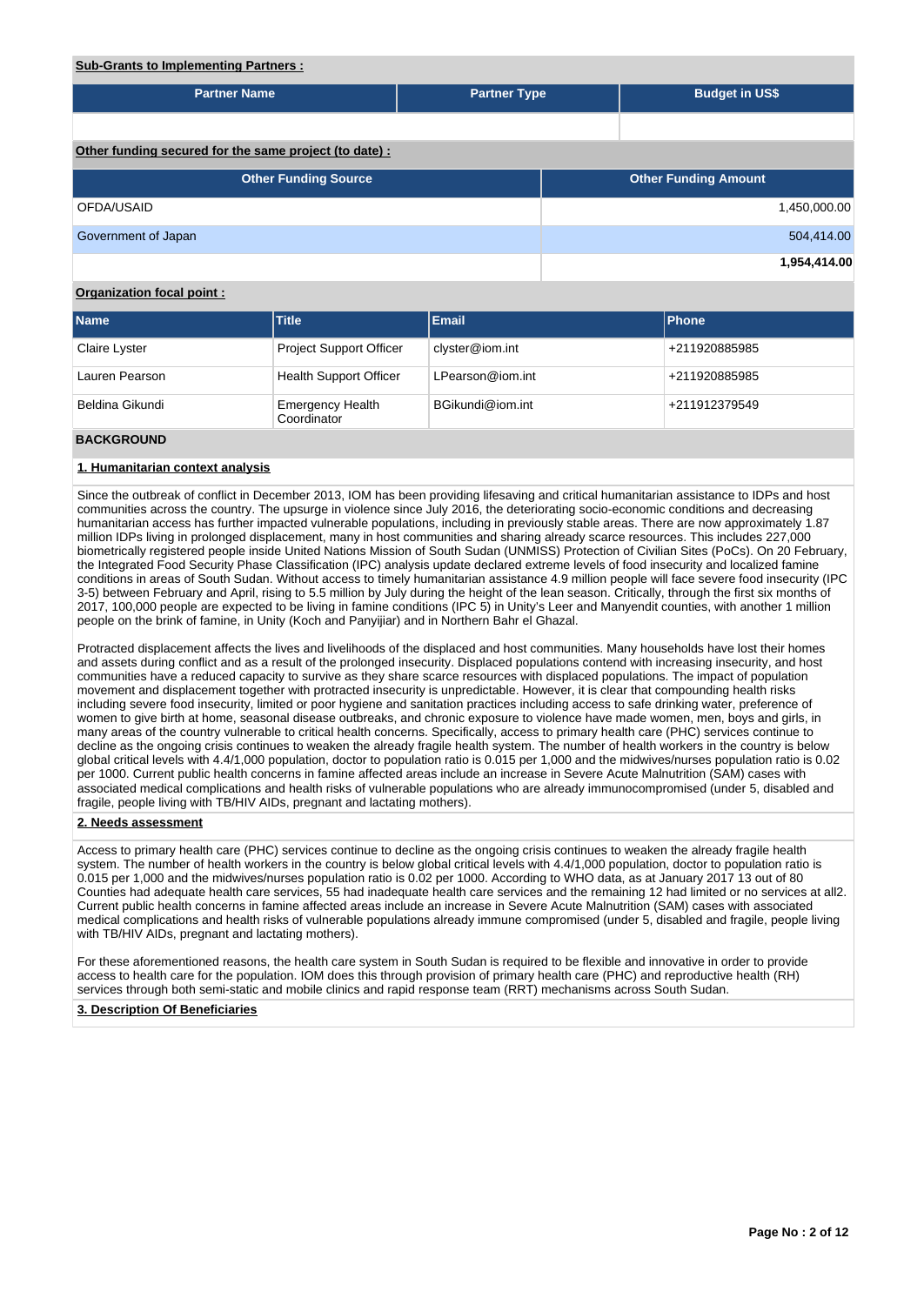**Sub-Grants to Implementing Partners :**

| Partner Name | Partner Type | Budget in US$ |
|---|---|---|
| | | |

**Other funding secured for the same project (to date) :**

| Other Funding Source | Other Funding Amount |
|---|---|
| OFDA/USAID | 1,450,000.00 |
| Government of Japan | 504,414.00 |
| | **1,954,414.00** |

**Organization focal point :**

| Name | Title | Email | Phone |
|---|---|---|---|
| Claire Lyster | Project Support Officer | clyster@iom.int | +211920885985 |
| Lauren Pearson | Health Support Officer | LPearson@iom.int | +211920885985 |
| Beldina Gikundi | Emergency Health Coordinator | BGikundi@iom.int | +211912379549 |

## BACKGROUND

### 1. Humanitarian context analysis

Since the outbreak of conflict in December 2013, IOM has been providing lifesaving and critical humanitarian assistance to IDPs and host communities across the country. The upsurge in violence since July 2016, the deteriorating socio-economic conditions and decreasing humanitarian access has further impacted vulnerable populations, including in previously stable areas. There are now approximately 1.87 million IDPs living in prolonged displacement, many in host communities and sharing already scarce resources. This includes 227,000 biometrically registered people inside United Nations Mission of South Sudan (UNMISS) Protection of Civilian Sites (PoCs). On 20 February, the Integrated Food Security Phase Classification (IPC) analysis update declared extreme levels of food insecurity and localized famine conditions in areas of South Sudan. Without access to timely humanitarian assistance 4.9 million people will face severe food insecurity (IPC 3-5) between February and April, rising to 5.5 million by July during the height of the lean season. Critically, through the first six months of 2017, 100,000 people are expected to be living in famine conditions (IPC 5) in Unity's Leer and Manyendit counties, with another 1 million people on the brink of famine, in Unity (Koch and Panyijiar) and in Northern Bahr el Ghazal.

Protracted displacement affects the lives and livelihoods of the displaced and host communities. Many households have lost their homes and assets during conflict and as a result of the prolonged insecurity. Displaced populations contend with increasing insecurity, and host communities have a reduced capacity to survive as they share scarce resources with displaced populations. The impact of population movement and displacement together with protracted insecurity is unpredictable. However, it is clear that compounding health risks including severe food insecurity, limited or poor hygiene and sanitation practices including access to safe drinking water, preference of women to give birth at home, seasonal disease outbreaks, and chronic exposure to violence have made women, men, boys and girls, in many areas of the country vulnerable to critical health concerns. Specifically, access to primary health care (PHC) services continue to decline as the ongoing crisis continues to weaken the already fragile health system. The number of health workers in the country is below global critical levels with 4.4/1,000 population, doctor to population ratio is 0.015 per 1,000 and the midwives/nurses population ratio is 0.02 per 1000. Current public health concerns in famine affected areas include an increase in Severe Acute Malnutrition (SAM) cases with associated medical complications and health risks of vulnerable populations who are already immunocompromised (under 5, disabled and fragile, people living with TB/HIV AIDs, pregnant and lactating mothers).

### 2. Needs assessment

Access to primary health care (PHC) services continue to decline as the ongoing crisis continues to weaken the already fragile health system. The number of health workers in the country is below global critical levels with 4.4/1,000 population, doctor to population ratio is 0.015 per 1,000 and the midwives/nurses population ratio is 0.02 per 1000. According to WHO data, as at January 2017 13 out of 80 Counties had adequate health care services, 55 had inadequate health care services and the remaining 12 had limited or no services at all2. Current public health concerns in famine affected areas include an increase in Severe Acute Malnutrition (SAM) cases with associated medical complications and health risks of vulnerable populations already immune compromised (under 5, disabled and fragile, people living with TB/HIV AIDs, pregnant and lactating mothers).

For these aforementioned reasons, the health care system in South Sudan is required to be flexible and innovative in order to provide access to health care for the population. IOM does this through provision of primary health care (PHC) and reproductive health (RH) services through both semi-static and mobile clinics and rapid response team (RRT) mechanisms across South Sudan.

### 3. Description Of Beneficiaries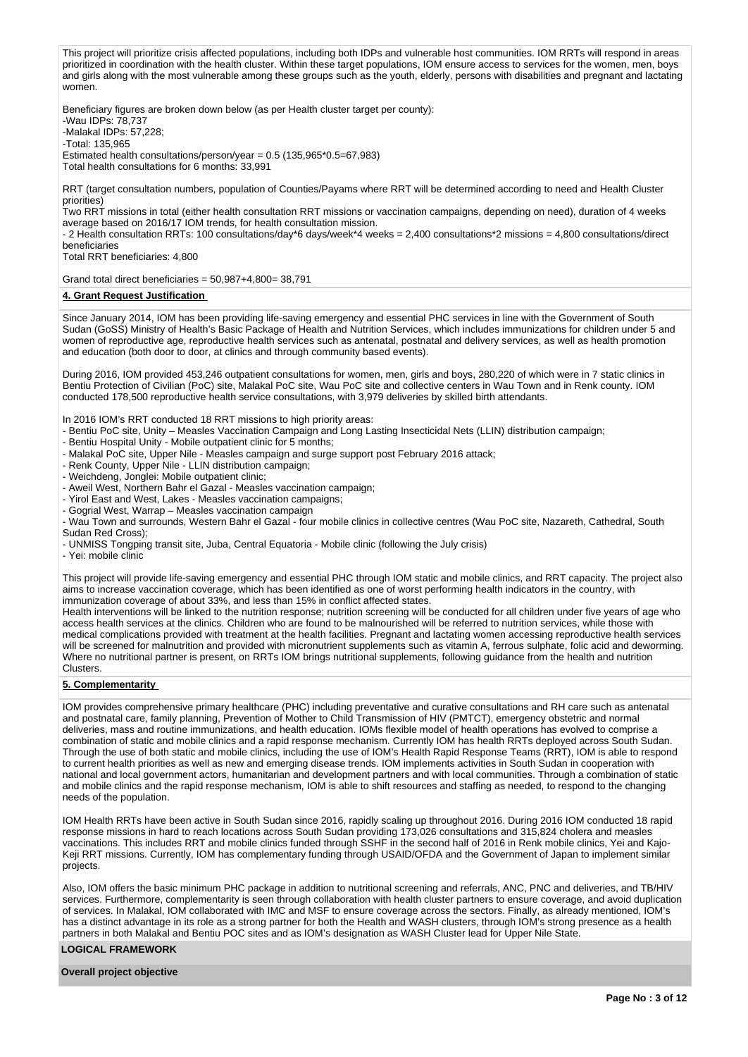This project will prioritize crisis affected populations, including both IDPs and vulnerable host communities. IOM RRTs will respond in areas prioritized in coordination with the health cluster. Within these target populations, IOM ensure access to services for the women, men, boys and girls along with the most vulnerable among these groups such as the youth, elderly, persons with disabilities and pregnant and lactating women.

Beneficiary figures are broken down below (as per Health cluster target per county):
-Wau IDPs: 78,737
-Malakal IDPs: 57,228;
-Total: 135,965
Estimated health consultations/person/year = 0.5 (135,965*0.5=67,983)
Total health consultations for 6 months: 33,991

RRT (target consultation numbers, population of Counties/Payams where RRT will be determined according to need and Health Cluster priorities)
Two RRT missions in total (either health consultation RRT missions or vaccination campaigns, depending on need), duration of 4 weeks average based on 2016/17 IOM trends, for health consultation mission.
- 2 Health consultation RRTs: 100 consultations/day*6 days/week*4 weeks = 2,400 consultations*2 missions = 4,800 consultations/direct beneficiaries
Total RRT beneficiaries: 4,800

Grand total direct beneficiaries = 50,987+4,800= 38,791

**4. Grant Request Justification**

Since January 2014, IOM has been providing life-saving emergency and essential PHC services in line with the Government of South Sudan (GoSS) Ministry of Health's Basic Package of Health and Nutrition Services, which includes immunizations for children under 5 and women of reproductive age, reproductive health services such as antenatal, postnatal and delivery services, as well as health promotion and education (both door to door, at clinics and through community based events).

During 2016, IOM provided 453,246 outpatient consultations for women, men, girls and boys, 280,220 of which were in 7 static clinics in Bentiu Protection of Civilian (PoC) site, Malakal PoC site, Wau PoC site and collective centers in Wau Town and in Renk county. IOM conducted 178,500 reproductive health service consultations, with 3,979 deliveries by skilled birth attendants.

In 2016 IOM's RRT conducted 18 RRT missions to high priority areas:
- Bentiu PoC site, Unity – Measles Vaccination Campaign and Long Lasting Insecticidal Nets (LLIN) distribution campaign;
- Bentiu Hospital Unity - Mobile outpatient clinic for 5 months;
- Malakal PoC site, Upper Nile - Measles campaign and surge support post February 2016 attack;
- Renk County, Upper Nile - LLIN distribution campaign;
- Weichdeng, Jonglei: Mobile outpatient clinic;
- Aweil West, Northern Bahr el Gazal - Measles vaccination campaign;
- Yirol East and West, Lakes - Measles vaccination campaigns;
- Gogrial West, Warrap – Measles vaccination campaign
- Wau Town and surrounds, Western Bahr el Gazal - four mobile clinics in collective centres (Wau PoC site, Nazareth, Cathedral, South Sudan Red Cross);
- UNMISS Tongping transit site, Juba, Central Equatoria - Mobile clinic (following the July crisis)
- Yei: mobile clinic

This project will provide life-saving emergency and essential PHC through IOM static and mobile clinics, and RRT capacity. The project also aims to increase vaccination coverage, which has been identified as one of worst performing health indicators in the country, with immunization coverage of about 33%, and less than 15% in conflict affected states.
Health interventions will be linked to the nutrition response; nutrition screening will be conducted for all children under five years of age who access health services at the clinics. Children who are found to be malnourished will be referred to nutrition services, while those with medical complications provided with treatment at the health facilities. Pregnant and lactating women accessing reproductive health services will be screened for malnutrition and provided with micronutrient supplements such as vitamin A, ferrous sulphate, folic acid and deworming. Where no nutritional partner is present, on RRTs IOM brings nutritional supplements, following guidance from the health and nutrition Clusters.

**5. Complementarity**

IOM provides comprehensive primary healthcare (PHC) including preventative and curative consultations and RH care such as antenatal and postnatal care, family planning, Prevention of Mother to Child Transmission of HIV (PMTCT), emergency obstetric and normal deliveries, mass and routine immunizations, and health education. IOMs flexible model of health operations has evolved to comprise a combination of static and mobile clinics and a rapid response mechanism. Currently IOM has health RRTs deployed across South Sudan. Through the use of both static and mobile clinics, including the use of IOM's Health Rapid Response Teams (RRT), IOM is able to respond to current health priorities as well as new and emerging disease trends. IOM implements activities in South Sudan in cooperation with national and local government actors, humanitarian and development partners and with local communities. Through a combination of static and mobile clinics and the rapid response mechanism, IOM is able to shift resources and staffing as needed, to respond to the changing needs of the population.

IOM Health RRTs have been active in South Sudan since 2016, rapidly scaling up throughout 2016. During 2016 IOM conducted 18 rapid response missions in hard to reach locations across South Sudan providing 173,026 consultations and 315,824 cholera and measles vaccinations. This includes RRT and mobile clinics funded through SSHF in the second half of 2016 in Renk mobile clinics, Yei and Kajo-Keji RRT missions. Currently, IOM has complementary funding through USAID/OFDA and the Government of Japan to implement similar projects.

Also, IOM offers the basic minimum PHC package in addition to nutritional screening and referrals, ANC, PNC and deliveries, and TB/HIV services. Furthermore, complementarity is seen through collaboration with health cluster partners to ensure coverage, and avoid duplication of services. In Malakal, IOM collaborated with IMC and MSF to ensure coverage across the sectors. Finally, as already mentioned, IOM's has a distinct advantage in its role as a strong partner for both the Health and WASH clusters, through IOM's strong presence as a health partners in both Malakal and Bentiu POC sites and as IOM's designation as WASH Cluster lead for Upper Nile State.

**LOGICAL FRAMEWORK**

**Overall project objective**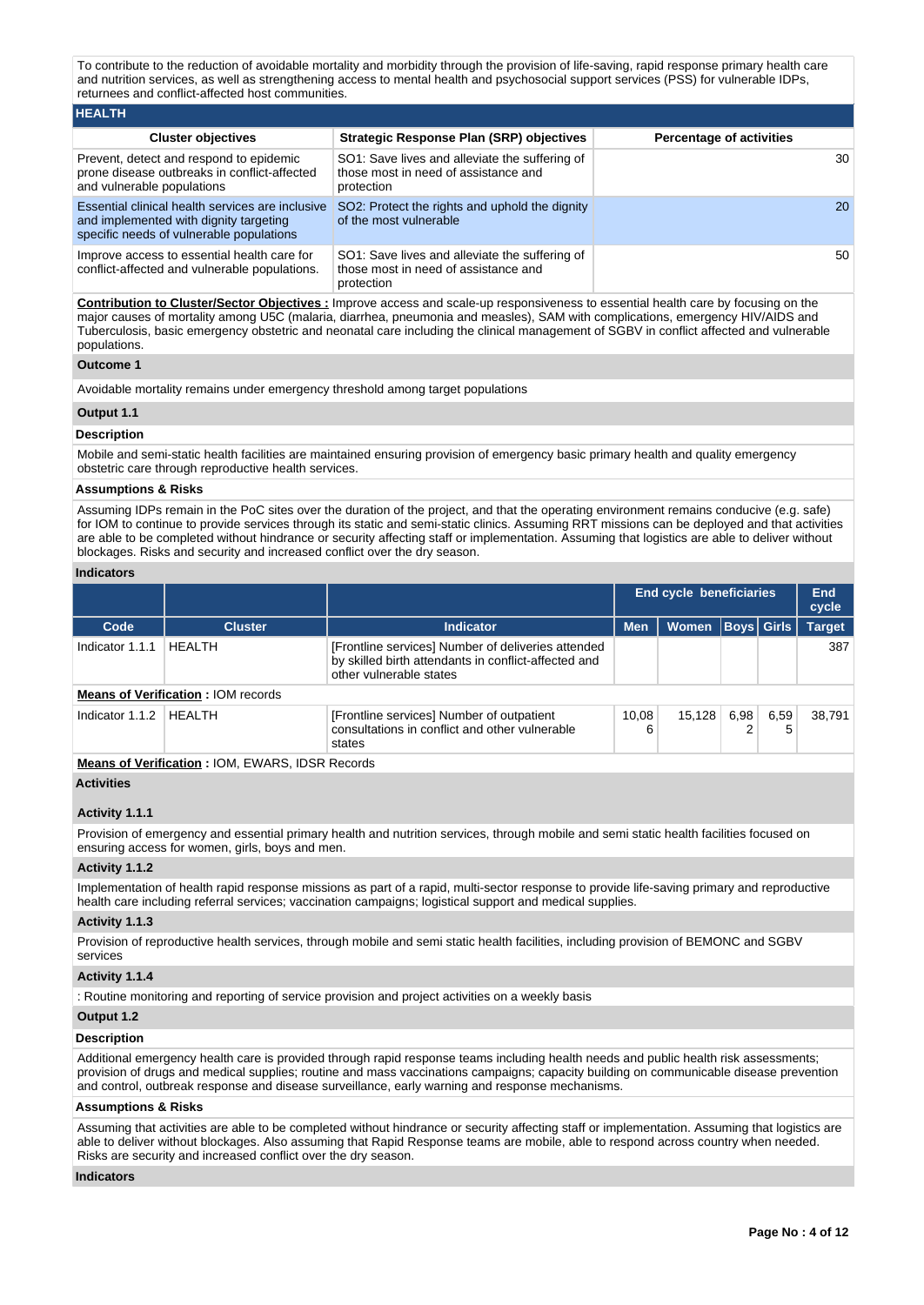To contribute to the reduction of avoidable mortality and morbidity through the provision of life-saving, rapid response primary health care and nutrition services, as well as strengthening access to mental health and psychosocial support services (PSS) for vulnerable IDPs, returnees and conflict-affected host communities.

## HEALTH

| Cluster objectives | Strategic Response Plan (SRP) objectives | Percentage of activities |
|---|---|---|
| Prevent, detect and respond to epidemic prone disease outbreaks in conflict-affected and vulnerable populations | SO1: Save lives and alleviate the suffering of those most in need of assistance and protection | 30 |
| Essential clinical health services are inclusive and implemented with dignity targeting specific needs of vulnerable populations | SO2: Protect the rights and uphold the dignity of the most vulnerable | 20 |
| Improve access to essential health care for conflict-affected and vulnerable populations. | SO1: Save lives and alleviate the suffering of those most in need of assistance and protection | 50 |

**Contribution to Cluster/Sector Objectives :** Improve access and scale-up responsiveness to essential health care by focusing on the major causes of mortality among U5C (malaria, diarrhea, pneumonia and measles), SAM with complications, emergency HIV/AIDS and Tuberculosis, basic emergency obstetric and neonatal care including the clinical management of SGBV in conflict affected and vulnerable populations.

### Outcome 1

Avoidable mortality remains under emergency threshold among target populations

### Output 1.1

**Description**

Mobile and semi-static health facilities are maintained ensuring provision of emergency basic primary health and quality emergency obstetric care through reproductive health services.

**Assumptions & Risks**

Assuming IDPs remain in the PoC sites over the duration of the project, and that the operating environment remains conducive (e.g. safe) for IOM to continue to provide services through its static and semi-static clinics. Assuming RRT missions can be deployed and that activities are able to be completed without hindrance or security affecting staff or implementation. Assuming that logistics are able to deliver without blockages. Risks and security and increased conflict over the dry season.

**Indicators**

| | | | End cycle beneficiaries | | | | End cycle |
|---|---|---|---|---|---|---|---|
| Code | Cluster | Indicator | Men | Women | Boys | Girls | Target |
| Indicator 1.1.1 | HEALTH | [Frontline services] Number of deliveries attended by skilled birth attendants in conflict-affected and other vulnerable states | | | | | 387 |
| **Means of Verification** : IOM records | | | | | | | |
| Indicator 1.1.2 | HEALTH | [Frontline services] Number of outpatient consultations in conflict and other vulnerable states | 10,086 | 15,128 | 6,982 | 6,595 | 38,791 |
| **Means of Verification** : IOM, EWARS, IDSR Records | | | | | | | |

**Activities**

**Activity 1.1.1**

Provision of emergency and essential primary health and nutrition services, through mobile and semi static health facilities focused on ensuring access for women, girls, boys and men.

**Activity 1.1.2**

Implementation of health rapid response missions as part of a rapid, multi-sector response to provide life-saving primary and reproductive health care including referral services; vaccination campaigns; logistical support and medical supplies.

**Activity 1.1.3**

Provision of reproductive health services, through mobile and semi static health facilities, including provision of BEMONC and SGBV services

**Activity 1.1.4**

: Routine monitoring and reporting of service provision and project activities on a weekly basis

### Output 1.2

**Description**

Additional emergency health care is provided through rapid response teams including health needs and public health risk assessments; provision of drugs and medical supplies; routine and mass vaccinations campaigns; capacity building on communicable disease prevention and control, outbreak response and disease surveillance, early warning and response mechanisms.

**Assumptions & Risks**

Assuming that activities are able to be completed without hindrance or security affecting staff or implementation. Assuming that logistics are able to deliver without blockages. Also assuming that Rapid Response teams are mobile, able to respond across country when needed. Risks are security and increased conflict over the dry season.

**Indicators**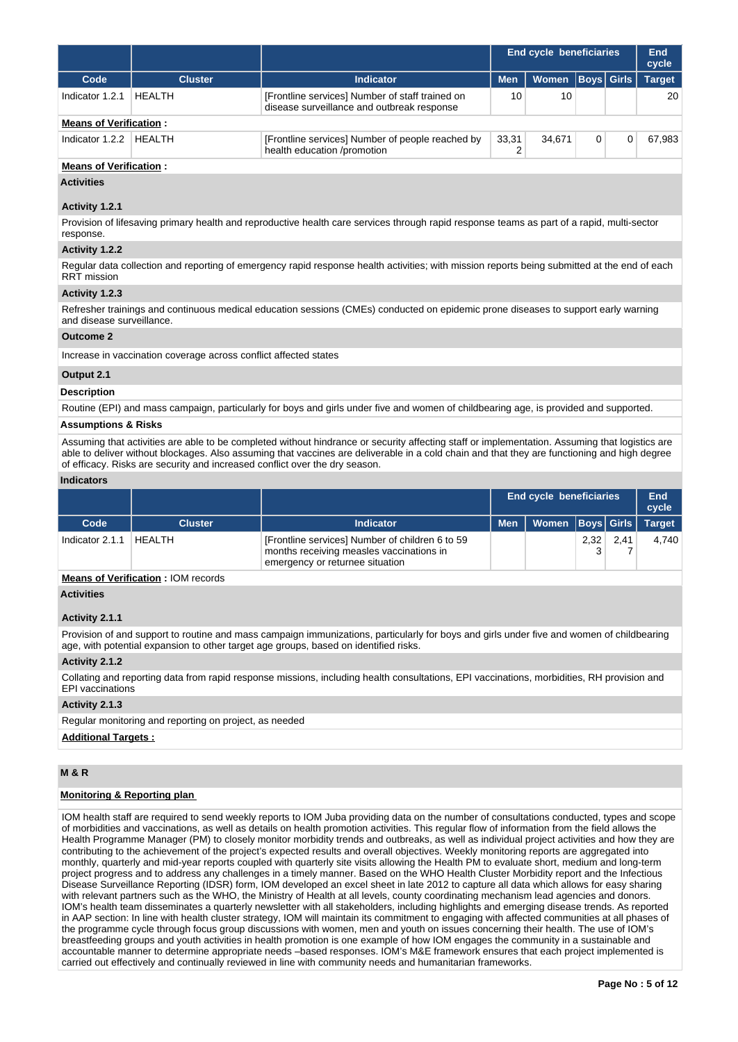| | | | End cycle beneficiaries | | | | End cycle |
|---|---|---|---|---|---|---|---|
| **Code** | **Cluster** | **Indicator** | **Men** | **Women** | **Boys** | **Girls** | **Target** |
| Indicator 1.2.1 | HEALTH | [Frontline services] Number of staff trained on disease surveillance and outbreak response | 10 | 10 | | | 20 |

**Means of Verification :**

| | | | | | | | |
|---|---|---|---|---|---|---|---|
| Indicator 1.2.2 | HEALTH | [Frontline services] Number of people reached by health education /promotion | 33,312 | 34,671 | 0 | 0 | 67,983 |

**Means of Verification :**

**Activities**

**Activity 1.2.1**

Provision of lifesaving primary health and reproductive health care services through rapid response teams as part of a rapid, multi-sector response.

**Activity 1.2.2**

Regular data collection and reporting of emergency rapid response health activities; with mission reports being submitted at the end of each RRT mission

**Activity 1.2.3**

Refresher trainings and continuous medical education sessions (CMEs) conducted on epidemic prone diseases to support early warning and disease surveillance.

**Outcome 2**

Increase in vaccination coverage across conflict affected states

**Output 2.1**

**Description**

Routine (EPI) and mass campaign, particularly for boys and girls under five and women of childbearing age, is provided and supported.

**Assumptions & Risks**

Assuming that activities are able to be completed without hindrance or security affecting staff or implementation. Assuming that logistics are able to deliver without blockages. Also assuming that vaccines are deliverable in a cold chain and that they are functioning and high degree of efficacy. Risks are security and increased conflict over the dry season.

**Indicators**

| | | | End cycle beneficiaries | | | | End cycle |
|---|---|---|---|---|---|---|---|
| **Code** | **Cluster** | **Indicator** | **Men** | **Women** | **Boys** | **Girls** | **Target** |
| Indicator 2.1.1 | HEALTH | [Frontline services] Number of children 6 to 59 months receiving measles vaccinations in emergency or returnee situation | | | 2,323 | 2,417 | 4,740 |

**Means of Verification :** IOM records

**Activities**

**Activity 2.1.1**

Provision of and support to routine and mass campaign immunizations, particularly for boys and girls under five and women of childbearing age, with potential expansion to other target age groups, based on identified risks.

**Activity 2.1.2**

Collating and reporting data from rapid response missions, including health consultations, EPI vaccinations, morbidities, RH provision and EPI vaccinations

**Activity 2.1.3**

Regular monitoring and reporting on project, as needed

**Additional Targets :**

## M & R

**Monitoring & Reporting plan**

IOM health staff are required to send weekly reports to IOM Juba providing data on the number of consultations conducted, types and scope of morbidities and vaccinations, as well as details on health promotion activities. This regular flow of information from the field allows the Health Programme Manager (PM) to closely monitor morbidity trends and outbreaks, as well as individual project activities and how they are contributing to the achievement of the project's expected results and overall objectives. Weekly monitoring reports are aggregated into monthly, quarterly and mid-year reports coupled with quarterly site visits allowing the Health PM to evaluate short, medium and long-term project progress and to address any challenges in a timely manner. Based on the WHO Health Cluster Morbidity report and the Infectious Disease Surveillance Reporting (IDSR) form, IOM developed an excel sheet in late 2012 to capture all data which allows for easy sharing with relevant partners such as the WHO, the Ministry of Health at all levels, county coordinating mechanism lead agencies and donors. IOM's health team disseminates a quarterly newsletter with all stakeholders, including highlights and emerging disease trends. As reported in AAP section: In line with health cluster strategy, IOM will maintain its commitment to engaging with affected communities at all phases of the programme cycle through focus group discussions with women, men and youth on issues concerning their health. The use of IOM's breastfeeding groups and youth activities in health promotion is one example of how IOM engages the community in a sustainable and accountable manner to determine appropriate needs –based responses. IOM's M&E framework ensures that each project implemented is carried out effectively and continually reviewed in line with community needs and humanitarian frameworks.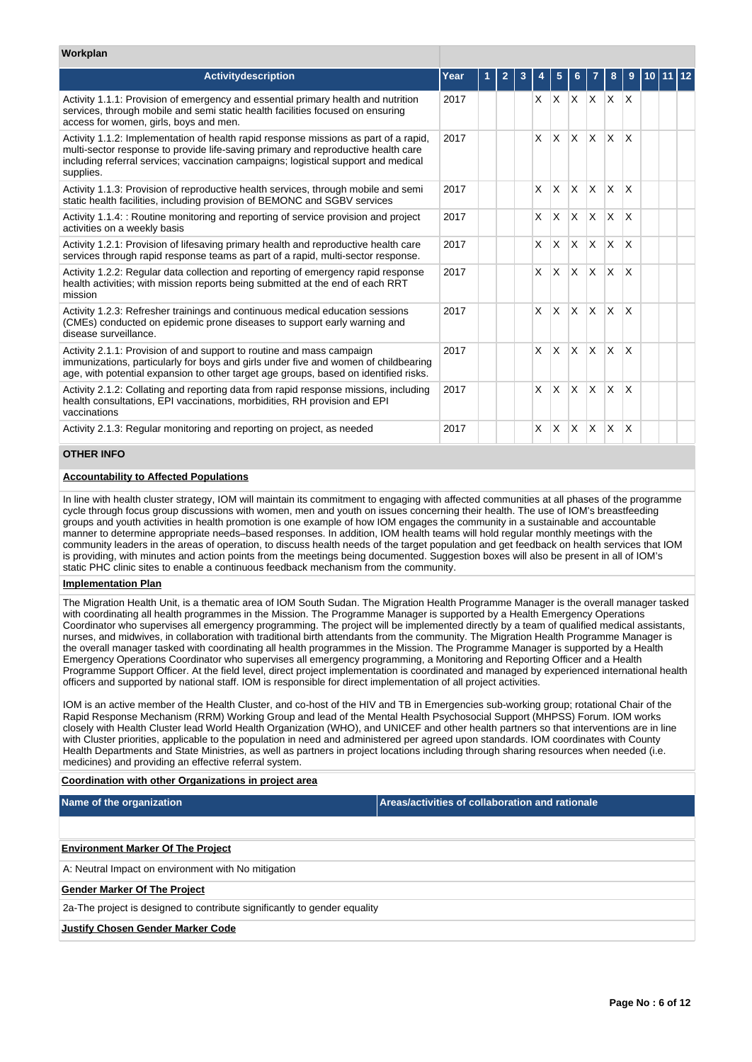## Workplan

| Activitydescription | Year | 1 | 2 | 3 | 4 | 5 | 6 | 7 | 8 | 9 | 10 | 11 | 12 |
|---|---|---|---|---|---|---|---|---|---|---|---|---|---|
| Activity 1.1.1: Provision of emergency and essential primary health and nutrition services, through mobile and semi static health facilities focused on ensuring access for women, girls, boys and men. | 2017 | | | | X | X | X | X | X | X | | | |
| Activity 1.1.2: Implementation of health rapid response missions as part of a rapid, multi-sector response to provide life-saving primary and reproductive health care including referral services; vaccination campaigns; logistical support and medical supplies. | 2017 | | | | X | X | X | X | X | X | | | |
| Activity 1.1.3: Provision of reproductive health services, through mobile and semi static health facilities, including provision of BEMONC and SGBV services | 2017 | | | | X | X | X | X | X | X | | | |
| Activity 1.1.4: : Routine monitoring and reporting of service provision and project activities on a weekly basis | 2017 | | | | X | X | X | X | X | X | | | |
| Activity 1.2.1: Provision of lifesaving primary health and reproductive health care services through rapid response teams as part of a rapid, multi-sector response. | 2017 | | | | X | X | X | X | X | X | | | |
| Activity 1.2.2: Regular data collection and reporting of emergency rapid response health activities; with mission reports being submitted at the end of each RRT mission | 2017 | | | | X | X | X | X | X | X | | | |
| Activity 1.2.3: Refresher trainings and continuous medical education sessions (CMEs) conducted on epidemic prone diseases to support early warning and disease surveillance. | 2017 | | | | X | X | X | X | X | X | | | |
| Activity 2.1.1: Provision of and support to routine and mass campaign immunizations, particularly for boys and girls under five and women of childbearing age, with potential expansion to other target age groups, based on identified risks. | 2017 | | | | X | X | X | X | X | X | | | |
| Activity 2.1.2: Collating and reporting data from rapid response missions, including health consultations, EPI vaccinations, morbidities, RH provision and EPI vaccinations | 2017 | | | | X | X | X | X | X | X | | | |
| Activity 2.1.3: Regular monitoring and reporting on project, as needed | 2017 | | | | X | X | X | X | X | X | | | |

## OTHER INFO

**Accountability to Affected Populations**

In line with health cluster strategy, IOM will maintain its commitment to engaging with affected communities at all phases of the programme cycle through focus group discussions with women, men and youth on issues concerning their health. The use of IOM's breastfeeding groups and youth activities in health promotion is one example of how IOM engages the community in a sustainable and accountable manner to determine appropriate needs–based responses. In addition, IOM health teams will hold regular monthly meetings with the community leaders in the areas of operation, to discuss health needs of the target population and get feedback on health services that IOM is providing, with minutes and action points from the meetings being documented. Suggestion boxes will also be present in all of IOM's static PHC clinic sites to enable a continuous feedback mechanism from the community.

**Implementation Plan**

The Migration Health Unit, is a thematic area of IOM South Sudan. The Migration Health Programme Manager is the overall manager tasked with coordinating all health programmes in the Mission. The Programme Manager is supported by a Health Emergency Operations Coordinator who supervises all emergency programming. The project will be implemented directly by a team of qualified medical assistants, nurses, and midwives, in collaboration with traditional birth attendants from the community. The Migration Health Programme Manager is the overall manager tasked with coordinating all health programmes in the Mission. The Programme Manager is supported by a Health Emergency Operations Coordinator who supervises all emergency programming, a Monitoring and Reporting Officer and a Health Programme Support Officer. At the field level, direct project implementation is coordinated and managed by experienced international health officers and supported by national staff. IOM is responsible for direct implementation of all project activities.

IOM is an active member of the Health Cluster, and co-host of the HIV and TB in Emergencies sub-working group; rotational Chair of the Rapid Response Mechanism (RRM) Working Group and lead of the Mental Health Psychosocial Support (MHPSS) Forum. IOM works closely with Health Cluster lead World Health Organization (WHO), and UNICEF and other health partners so that interventions are in line with Cluster priorities, applicable to the population in need and administered per agreed upon standards. IOM coordinates with County Health Departments and State Ministries, as well as partners in project locations including through sharing resources when needed (i.e. medicines) and providing an effective referral system.

**Coordination with other Organizations in project area**

| Name of the organization | Areas/activities of collaboration and rationale |
|---|---|
| | |

**Environment Marker Of The Project**

A: Neutral Impact on environment with No mitigation

**Gender Marker Of The Project**

2a-The project is designed to contribute significantly to gender equality

**Justify Chosen Gender Marker Code**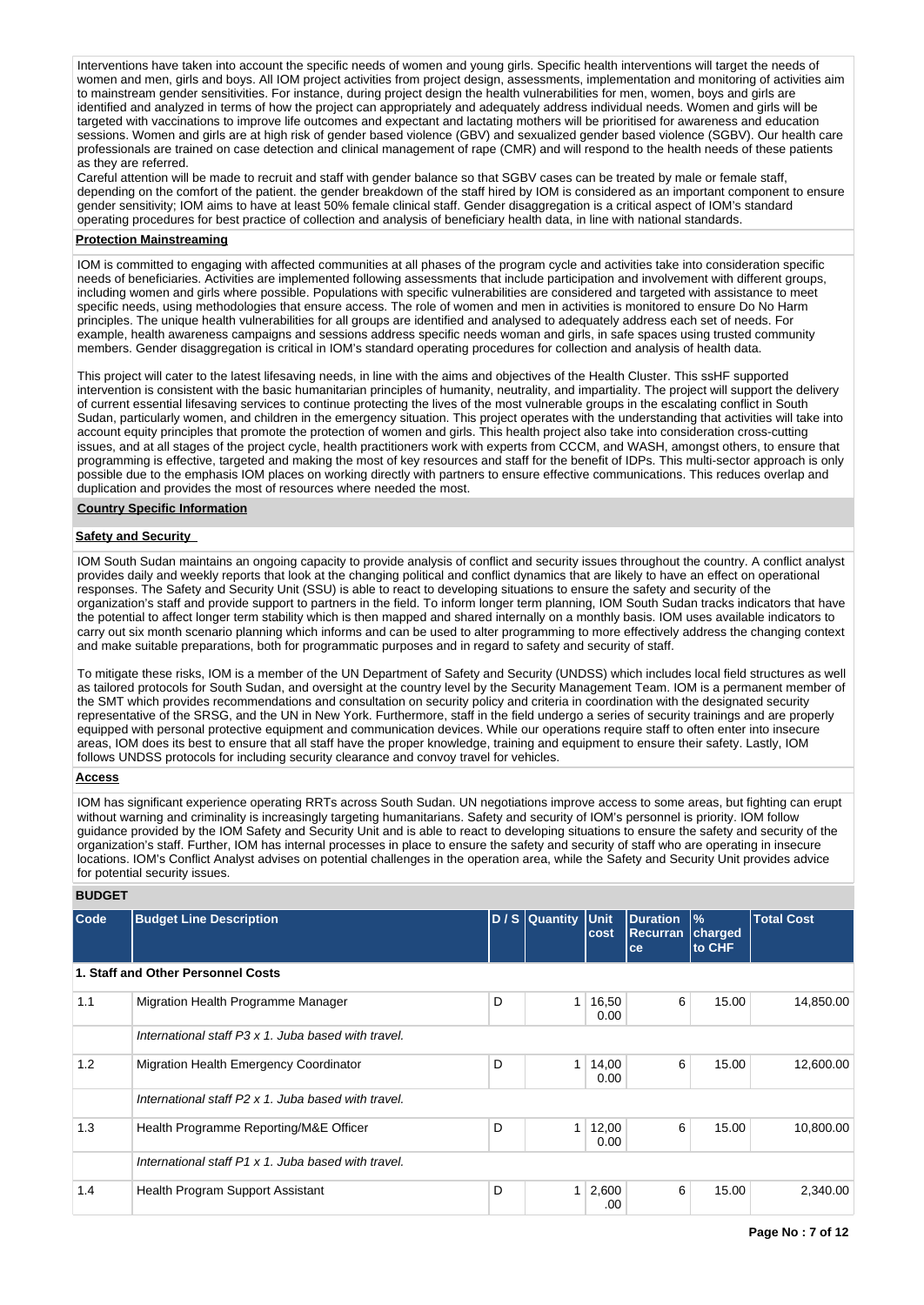Interventions have taken into account the specific needs of women and young girls. Specific health interventions will target the needs of women and men, girls and boys. All IOM project activities from project design, assessments, implementation and monitoring of activities aim to mainstream gender sensitivities. For instance, during project design the health vulnerabilities for men, women, boys and girls are identified and analyzed in terms of how the project can appropriately and adequately address individual needs. Women and girls will be targeted with vaccinations to improve life outcomes and expectant and lactating mothers will be prioritised for awareness and education sessions. Women and girls are at high risk of gender based violence (GBV) and sexualized gender based violence (SGBV). Our health care professionals are trained on case detection and clinical management of rape (CMR) and will respond to the health needs of these patients as they are referred.

Careful attention will be made to recruit and staff with gender balance so that SGBV cases can be treated by male or female staff, depending on the comfort of the patient. the gender breakdown of the staff hired by IOM is considered as an important component to ensure gender sensitivity; IOM aims to have at least 50% female clinical staff. Gender disaggregation is a critical aspect of IOM's standard operating procedures for best practice of collection and analysis of beneficiary health data, in line with national standards.

**Protection Mainstreaming**

IOM is committed to engaging with affected communities at all phases of the program cycle and activities take into consideration specific needs of beneficiaries. Activities are implemented following assessments that include participation and involvement with different groups, including women and girls where possible. Populations with specific vulnerabilities are considered and targeted with assistance to meet specific needs, using methodologies that ensure access. The role of women and men in activities is monitored to ensure Do No Harm principles. The unique health vulnerabilities for all groups are identified and analysed to adequately address each set of needs. For example, health awareness campaigns and sessions address specific needs woman and girls, in safe spaces using trusted community members. Gender disaggregation is critical in IOM's standard operating procedures for collection and analysis of health data.

This project will cater to the latest lifesaving needs, in line with the aims and objectives of the Health Cluster. This ssHF supported intervention is consistent with the basic humanitarian principles of humanity, neutrality, and impartiality. The project will support the delivery of current essential lifesaving services to continue protecting the lives of the most vulnerable groups in the escalating conflict in South Sudan, particularly women, and children in the emergency situation. This project operates with the understanding that activities will take into account equity principles that promote the protection of women and girls. This health project also take into consideration cross-cutting issues, and at all stages of the project cycle, health practitioners work with experts from CCCM, and WASH, amongst others, to ensure that programming is effective, targeted and making the most of key resources and staff for the benefit of IDPs. This multi-sector approach is only possible due to the emphasis IOM places on working directly with partners to ensure effective communications. This reduces overlap and duplication and provides the most of resources where needed the most.

**Country Specific Information**

**Safety and Security**

IOM South Sudan maintains an ongoing capacity to provide analysis of conflict and security issues throughout the country. A conflict analyst provides daily and weekly reports that look at the changing political and conflict dynamics that are likely to have an effect on operational responses. The Safety and Security Unit (SSU) is able to react to developing situations to ensure the safety and security of the organization's staff and provide support to partners in the field. To inform longer term planning, IOM South Sudan tracks indicators that have the potential to affect longer term stability which is then mapped and shared internally on a monthly basis. IOM uses available indicators to carry out six month scenario planning which informs and can be used to alter programming to more effectively address the changing context and make suitable preparations, both for programmatic purposes and in regard to safety and security of staff.

To mitigate these risks, IOM is a member of the UN Department of Safety and Security (UNDSS) which includes local field structures as well as tailored protocols for South Sudan, and oversight at the country level by the Security Management Team. IOM is a permanent member of the SMT which provides recommendations and consultation on security policy and criteria in coordination with the designated security representative of the SRSG, and the UN in New York. Furthermore, staff in the field undergo a series of security trainings and are properly equipped with personal protective equipment and communication devices. While our operations require staff to often enter into insecure areas, IOM does its best to ensure that all staff have the proper knowledge, training and equipment to ensure their safety. Lastly, IOM follows UNDSS protocols for including security clearance and convoy travel for vehicles.

**Access**

IOM has significant experience operating RRTs across South Sudan. UN negotiations improve access to some areas, but fighting can erupt without warning and criminality is increasingly targeting humanitarians. Safety and security of IOM's personnel is priority. IOM follow guidance provided by the IOM Safety and Security Unit and is able to react to developing situations to ensure the safety and security of the organization's staff. Further, IOM has internal processes in place to ensure the safety and security of staff who are operating in insecure locations. IOM's Conflict Analyst advises on potential challenges in the operation area, while the Safety and Security Unit provides advice for potential security issues.

## BUDGET

| Code | Budget Line Description | D / S | Quantity | Unit cost | Duration Recurrance | % charged to CHF | Total Cost |
|---|---|---|---|---|---|---|---|
| **1. Staff and Other Personnel Costs** | | | | | | | |
| 1.1 | Migration Health Programme Manager | D | 1 | 16,500.00 | 6 | 15.00 | 14,850.00 |
| | *International staff P3 x 1. Juba based with travel.* | | | | | | |
| 1.2 | Migration Health Emergency Coordinator | D | 1 | 14,000.00 | 6 | 15.00 | 12,600.00 |
| | *International staff P2 x 1. Juba based with travel.* | | | | | | |
| 1.3 | Health Programme Reporting/M&E Officer | D | 1 | 12,000.00 | 6 | 15.00 | 10,800.00 |
| | *International staff P1 x 1. Juba based with travel.* | | | | | | |
| 1.4 | Health Program Support Assistant | D | 1 | 2,600.00 | 6 | 15.00 | 2,340.00 |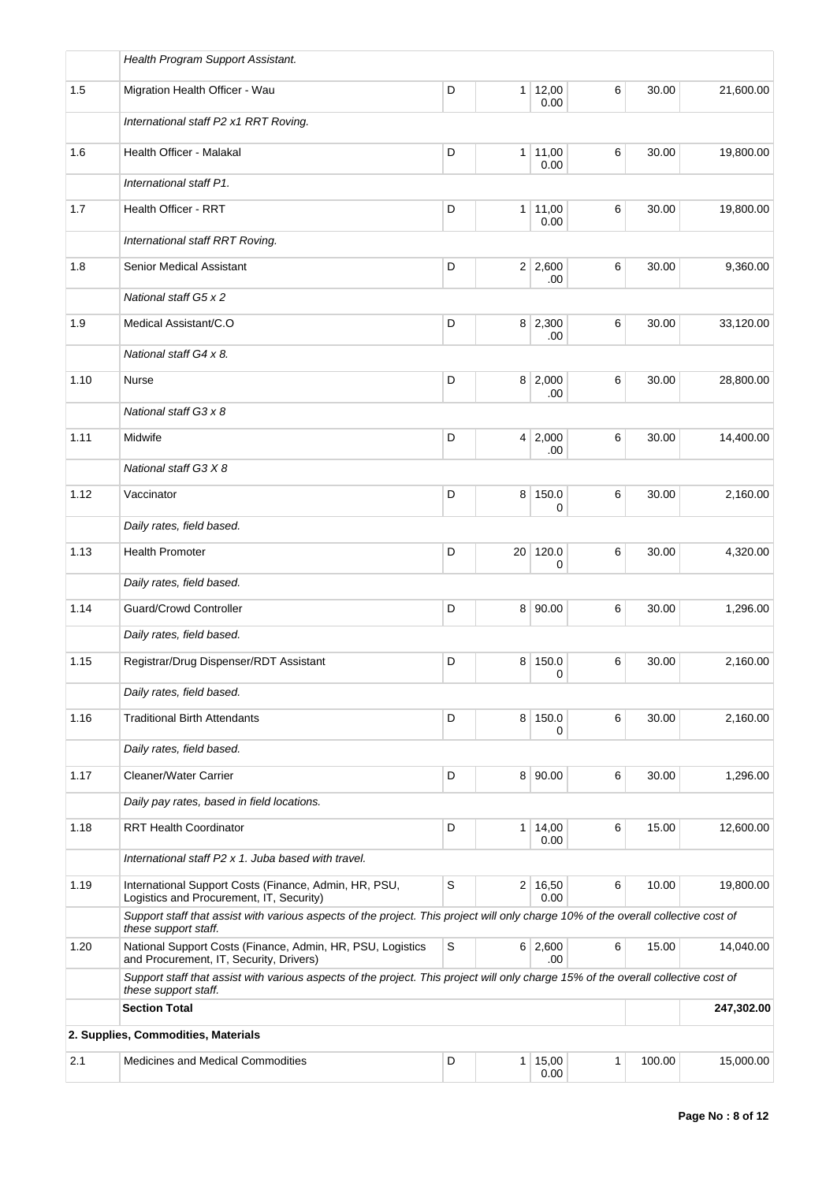| | | | | | | | |
|---|---|---|---|---|---|---|---|
| | *Health Program Support Assistant.* | | | | | | |
| 1.5 | Migration Health Officer - Wau | D | 1 | 12,000.00 | 6 | 30.00 | 21,600.00 |
| | *International staff P2 x1 RRT Roving.* | | | | | | |
| 1.6 | Health Officer - Malakal | D | 1 | 11,000.00 | 6 | 30.00 | 19,800.00 |
| | *International staff P1.* | | | | | | |
| 1.7 | Health Officer - RRT | D | 1 | 11,000.00 | 6 | 30.00 | 19,800.00 |
| | *International staff RRT Roving.* | | | | | | |
| 1.8 | Senior Medical Assistant | D | 2 | 2,600.00 | 6 | 30.00 | 9,360.00 |
| | *National staff G5 x 2* | | | | | | |
| 1.9 | Medical Assistant/C.O | D | 8 | 2,300.00 | 6 | 30.00 | 33,120.00 |
| | *National staff G4 x 8.* | | | | | | |
| 1.10 | Nurse | D | 8 | 2,000.00 | 6 | 30.00 | 28,800.00 |
| | *National staff G3 x 8* | | | | | | |
| 1.11 | Midwife | D | 4 | 2,000.00 | 6 | 30.00 | 14,400.00 |
| | *National staff G3 X 8* | | | | | | |
| 1.12 | Vaccinator | D | 8 | 150.00 | 6 | 30.00 | 2,160.00 |
| | *Daily rates, field based.* | | | | | | |
| 1.13 | Health Promoter | D | 20 | 120.00 | 6 | 30.00 | 4,320.00 |
| | *Daily rates, field based.* | | | | | | |
| 1.14 | Guard/Crowd Controller | D | 8 | 90.00 | 6 | 30.00 | 1,296.00 |
| | *Daily rates, field based.* | | | | | | |
| 1.15 | Registrar/Drug Dispenser/RDT Assistant | D | 8 | 150.00 | 6 | 30.00 | 2,160.00 |
| | *Daily rates, field based.* | | | | | | |
| 1.16 | Traditional Birth Attendants | D | 8 | 150.00 | 6 | 30.00 | 2,160.00 |
| | *Daily rates, field based.* | | | | | | |
| 1.17 | Cleaner/Water Carrier | D | 8 | 90.00 | 6 | 30.00 | 1,296.00 |
| | *Daily pay rates, based in field locations.* | | | | | | |
| 1.18 | RRT Health Coordinator | D | 1 | 14,000.00 | 6 | 15.00 | 12,600.00 |
| | *International staff P2 x 1. Juba based with travel.* | | | | | | |
| 1.19 | International Support Costs (Finance, Admin, HR, PSU, Logistics and Procurement, IT, Security) | S | 2 | 16,500.00 | 6 | 10.00 | 19,800.00 |
| | *Support staff that assist with various aspects of the project. This project will only charge 10% of the overall collective cost of these support staff.* | | | | | | |
| 1.20 | National Support Costs (Finance, Admin, HR, PSU, Logistics and Procurement, IT, Security, Drivers) | S | 6 | 2,600.00 | 6 | 15.00 | 14,040.00 |
| | *Support staff that assist with various aspects of the project. This project will only charge 15% of the overall collective cost of these support staff.* | | | | | | |
| | **Section Total** | | | | | | **247,302.00** |
| **2. Supplies, Commodities, Materials** | | | | | | | |
| 2.1 | Medicines and Medical Commodities | D | 1 | 15,000.00 | 1 | 100.00 | 15,000.00 |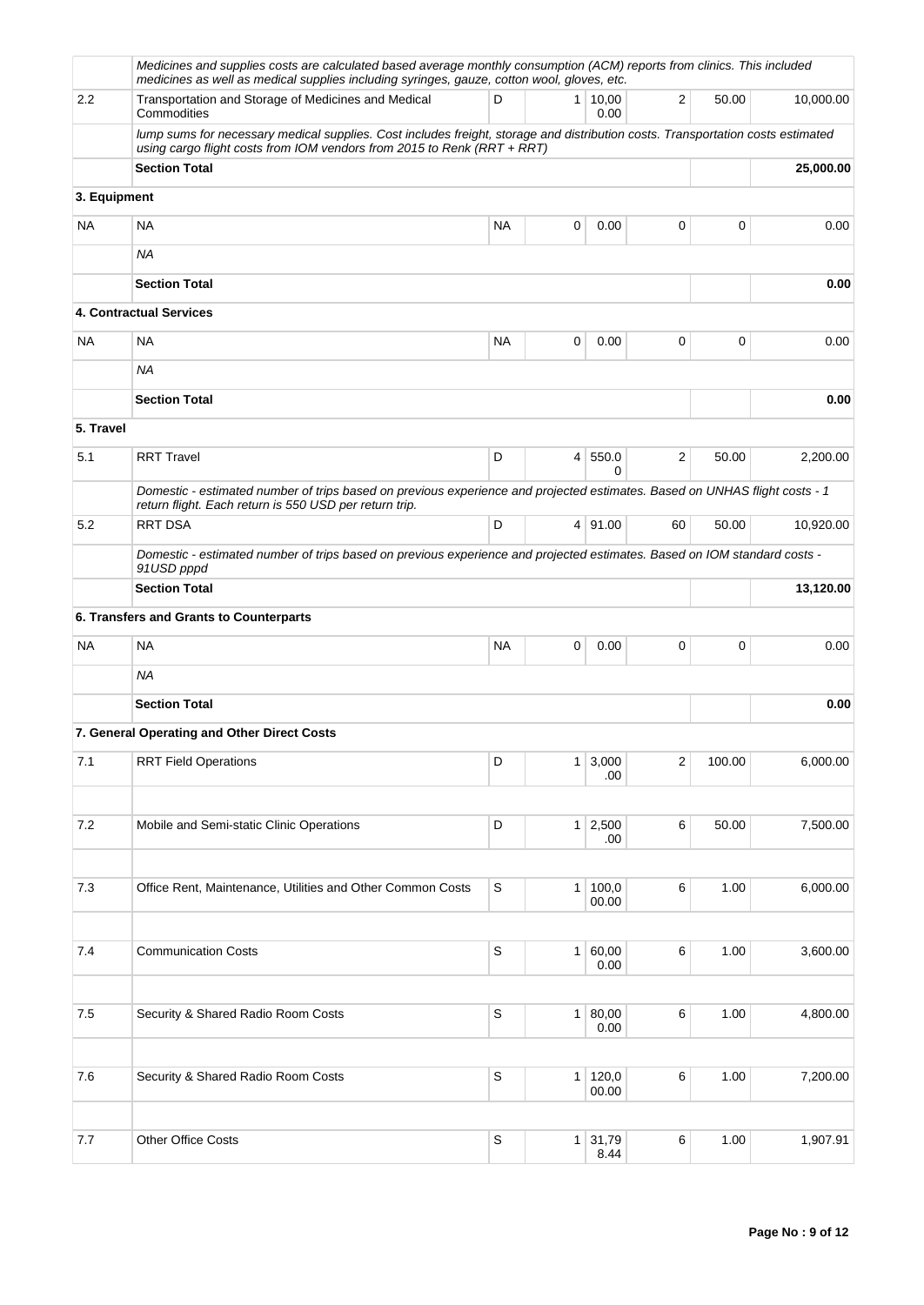| | | | | | | | |
|---|---|---|---|---|---|---|---|
| | *Medicines and supplies costs are calculated based average monthly consumption (ACM) reports from clinics. This included medicines as well as medical supplies including syringes, gauze, cotton wool, gloves, etc.* | | | | | | |
| 2.2 | Transportation and Storage of Medicines and Medical Commodities | D | 1 | 10,000.00 | 2 | 50.00 | 10,000.00 |
| | *lump sums for necessary medical supplies. Cost includes freight, storage and distribution costs. Transportation costs estimated using cargo flight costs from IOM vendors from 2015 to Renk (RRT + RRT)* | | | | | | |
| | **Section Total** | | | | | | **25,000.00** |
| **3. Equipment** | | | | | | | |
| NA | NA | NA | 0 | 0.00 | 0 | 0 | 0.00 |
| | *NA* | | | | | | |
| | **Section Total** | | | | | | **0.00** |
| | **4. Contractual Services** | | | | | | |
| NA | NA | NA | 0 | 0.00 | 0 | 0 | 0.00 |
| | *NA* | | | | | | |
| | **Section Total** | | | | | | **0.00** |
| **5. Travel** | | | | | | | |
| 5.1 | RRT Travel | D | 4 | 550.00 | 2 | 50.00 | 2,200.00 |
| | *Domestic - estimated number of trips based on previous experience and projected estimates. Based on UNHAS flight costs - 1 return flight. Each return is 550 USD per return trip.* | | | | | | |
| 5.2 | RRT DSA | D | 4 | 91.00 | 60 | 50.00 | 10,920.00 |
| | *Domestic - estimated number of trips based on previous experience and projected estimates. Based on IOM standard costs - 91USD pppd* | | | | | | |
| | **Section Total** | | | | | | **13,120.00** |
| | **6. Transfers and Grants to Counterparts** | | | | | | |
| NA | NA | NA | 0 | 0.00 | 0 | 0 | 0.00 |
| | *NA* | | | | | | |
| | **Section Total** | | | | | | **0.00** |
| | **7. General Operating and Other Direct Costs** | | | | | | |
| 7.1 | RRT Field Operations | D | 1 | 3,000.00 | 2 | 100.00 | 6,000.00 |
| | | | | | | | |
| 7.2 | Mobile and Semi-static Clinic Operations | D | 1 | 2,500.00 | 6 | 50.00 | 7,500.00 |
| | | | | | | | |
| 7.3 | Office Rent, Maintenance, Utilities and Other Common Costs | S | 1 | 100,000.00 | 6 | 1.00 | 6,000.00 |
| | | | | | | | |
| 7.4 | Communication Costs | S | 1 | 60,000.00 | 6 | 1.00 | 3,600.00 |
| | | | | | | | |
| 7.5 | Security & Shared Radio Room Costs | S | 1 | 80,000.00 | 6 | 1.00 | 4,800.00 |
| | | | | | | | |
| 7.6 | Security & Shared Radio Room Costs | S | 1 | 120,000.00 | 6 | 1.00 | 7,200.00 |
| | | | | | | | |
| 7.7 | Other Office Costs | S | 1 | 31,798.44 | 6 | 1.00 | 1,907.91 |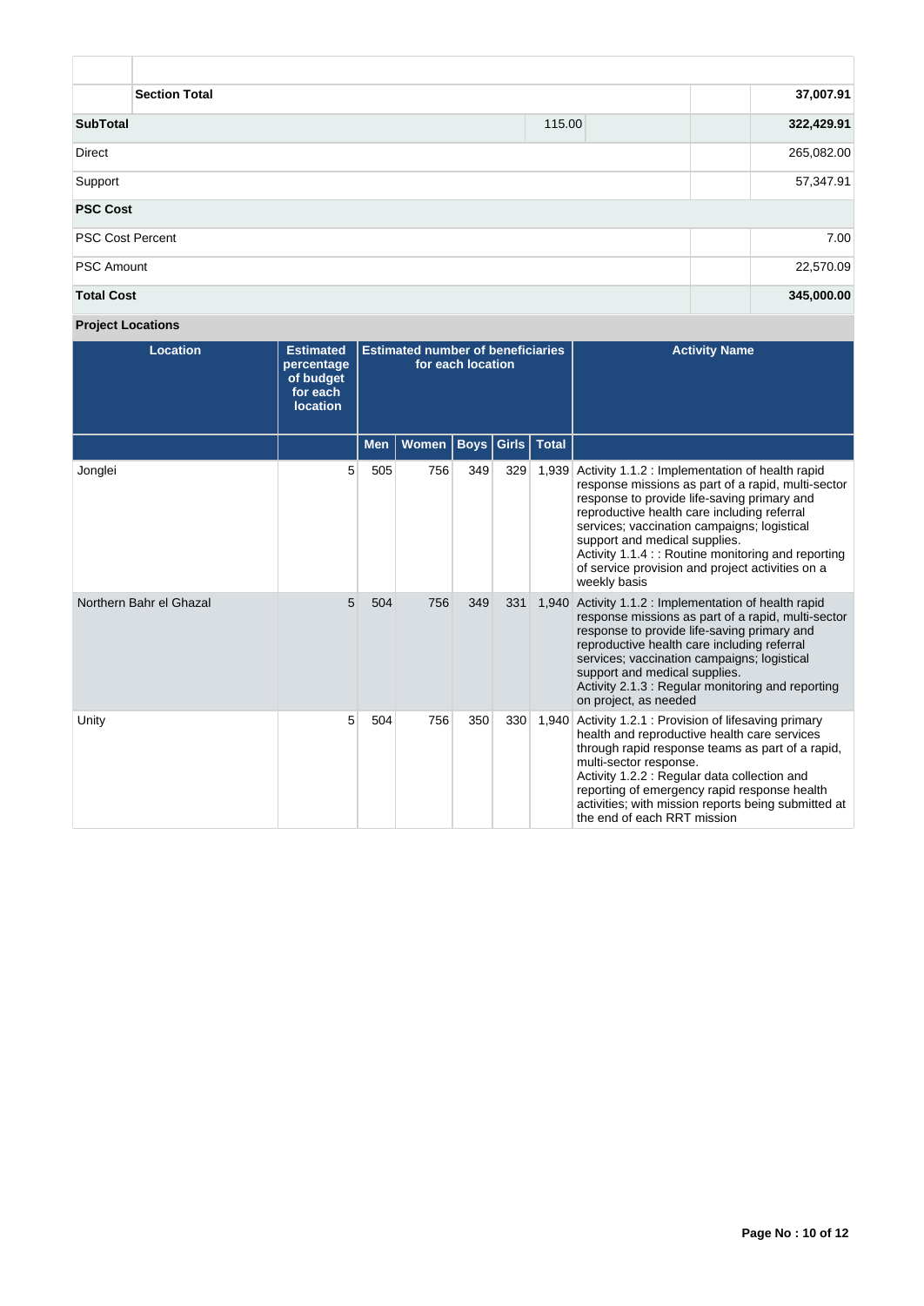| | | | | |
|---|---|---|---|---|
| | **Section Total** | | | **37,007.91** |
| **SubTotal** | | 115.00 | | **322,429.91** |
| Direct | | | | 265,082.00 |
| Support | | | | 57,347.91 |
| **PSC Cost** | | | | |
| PSC Cost Percent | | | | 7.00 |
| PSC Amount | | | | 22,570.09 |
| **Total Cost** | | | | **345,000.00** |

**Project Locations**

| Location | Estimated percentage of budget for each location | Estimated number of beneficiaries for each location | | | | | Activity Name |
|---|---|---|---|---|---|---|---|
| | | Men | Women | Boys | Girls | Total | |
| Jonglei | 5 | 505 | 756 | 349 | 329 | 1,939 | Activity 1.1.2 : Implementation of health rapid response missions as part of a rapid, multi-sector response to provide life-saving primary and reproductive health care including referral services; vaccination campaigns; logistical support and medical supplies.<br>Activity 1.1.4 : : Routine monitoring and reporting of service provision and project activities on a weekly basis |
| Northern Bahr el Ghazal | 5 | 504 | 756 | 349 | 331 | 1,940 | Activity 1.1.2 : Implementation of health rapid response missions as part of a rapid, multi-sector response to provide life-saving primary and reproductive health care including referral services; vaccination campaigns; logistical support and medical supplies.<br>Activity 2.1.3 : Regular monitoring and reporting on project, as needed |
| Unity | 5 | 504 | 756 | 350 | 330 | 1,940 | Activity 1.2.1 : Provision of lifesaving primary health and reproductive health care services through rapid response teams as part of a rapid, multi-sector response.<br>Activity 1.2.2 : Regular data collection and reporting of emergency rapid response health activities; with mission reports being submitted at the end of each RRT mission |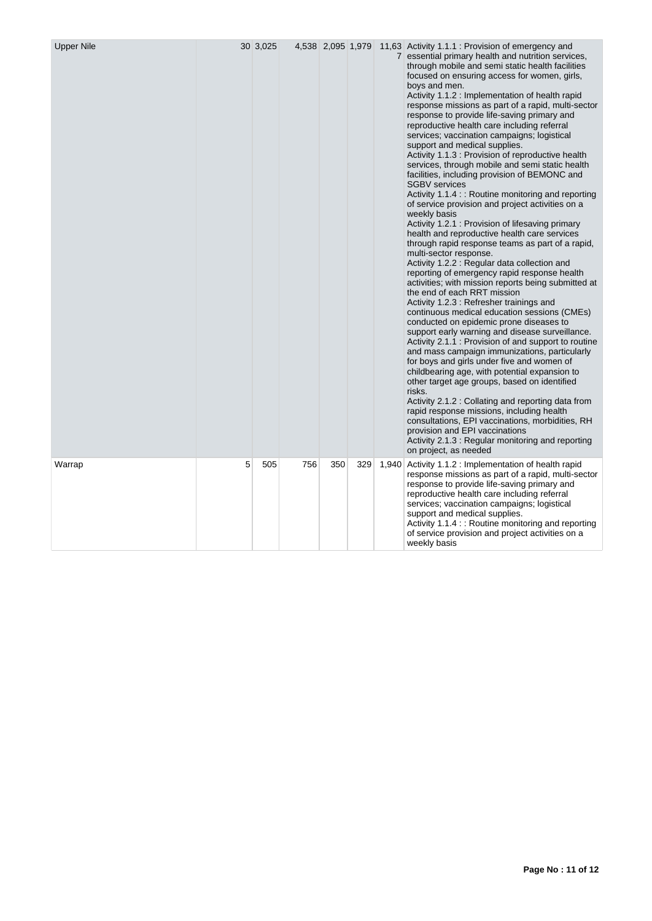| Upper Nile | 30 | 3,025 | 4,538 | 2,095 | 1,979 | 11,637 | Activity 1.1.1 : Provision of emergency and essential primary health and nutrition services, through mobile and semi static health facilities focused on ensuring access for women, girls, boys and men.<br>Activity 1.1.2 : Implementation of health rapid response missions as part of a rapid, multi-sector response to provide life-saving primary and reproductive health care including referral services; vaccination campaigns; logistical support and medical supplies.<br>Activity 1.1.3 : Provision of reproductive health services, through mobile and semi static health facilities, including provision of BEMONC and SGBV services<br>Activity 1.1.4 : : Routine monitoring and reporting of service provision and project activities on a weekly basis<br>Activity 1.2.1 : Provision of lifesaving primary health and reproductive health care services through rapid response teams as part of a rapid, multi-sector response.<br>Activity 1.2.2 : Regular data collection and reporting of emergency rapid response health activities; with mission reports being submitted at the end of each RRT mission<br>Activity 1.2.3 : Refresher trainings and continuous medical education sessions (CMEs) conducted on epidemic prone diseases to support early warning and disease surveillance.<br>Activity 2.1.1 : Provision of and support to routine and mass campaign immunizations, particularly for boys and girls under five and women of childbearing age, with potential expansion to other target age groups, based on identified risks.<br>Activity 2.1.2 : Collating and reporting data from rapid response missions, including health consultations, EPI vaccinations, morbidities, RH provision and EPI vaccinations<br>Activity 2.1.3 : Regular monitoring and reporting on project, as needed |
|---|---|---|---|---|---|---|---|
| Warrap | 5 | 505 | 756 | 350 | 329 | 1,940 | Activity 1.1.2 : Implementation of health rapid response missions as part of a rapid, multi-sector response to provide life-saving primary and reproductive health care including referral services; vaccination campaigns; logistical support and medical supplies.<br>Activity 1.1.4 : : Routine monitoring and reporting of service provision and project activities on a weekly basis |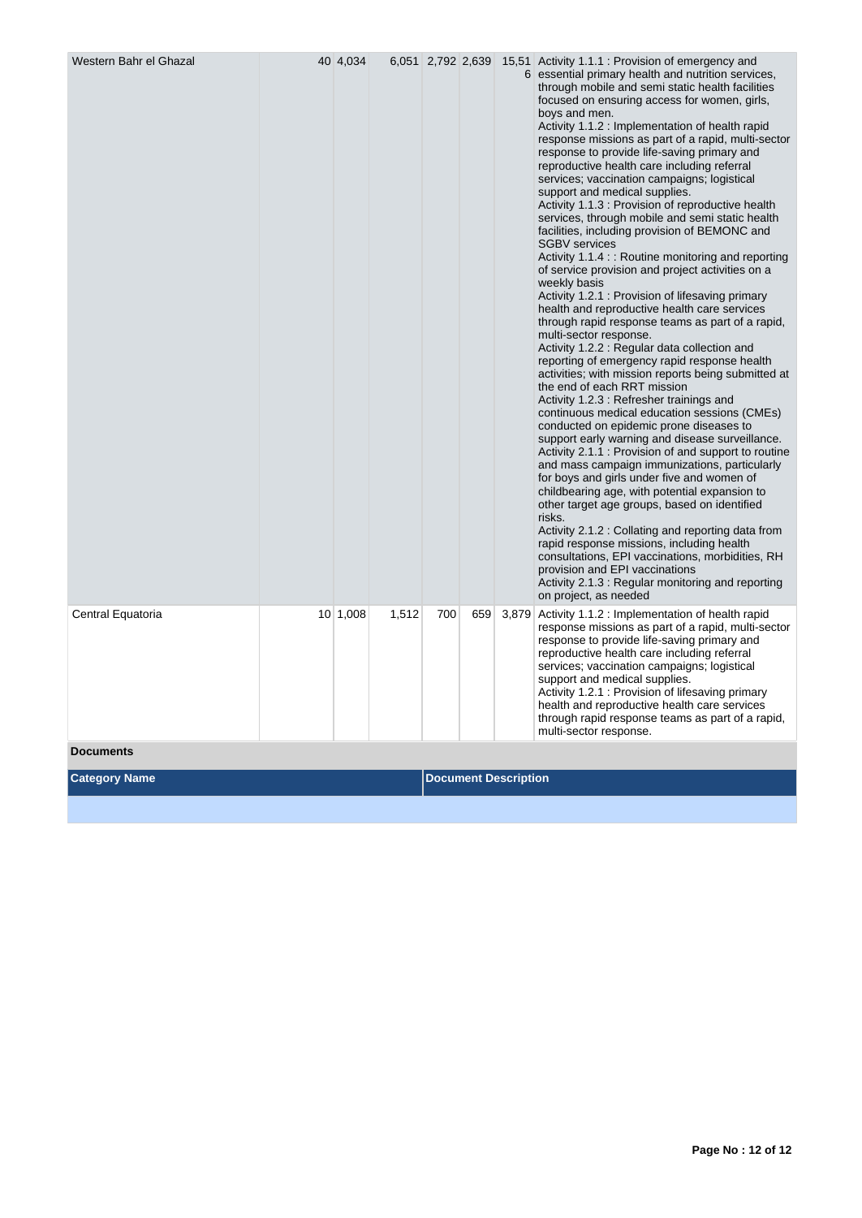| | | | | | | | |
|---|---|---|---|---|---|---|---|
| Western Bahr el Ghazal | 40 | 4,034 | 6,051 | 2,792 | 2,639 | 15,516 | Activity 1.1.1 : Provision of emergency and essential primary health and nutrition services, through mobile and semi static health facilities focused on ensuring access for women, girls, boys and men.<br>Activity 1.1.2 : Implementation of health rapid response missions as part of a rapid, multi-sector response to provide life-saving primary and reproductive health care including referral services; vaccination campaigns; logistical support and medical supplies.<br>Activity 1.1.3 : Provision of reproductive health services, through mobile and semi static health facilities, including provision of BEMONC and SGBV services<br>Activity 1.1.4 : : Routine monitoring and reporting of service provision and project activities on a weekly basis<br>Activity 1.2.1 : Provision of lifesaving primary health and reproductive health care services through rapid response teams as part of a rapid, multi-sector response.<br>Activity 1.2.2 : Regular data collection and reporting of emergency rapid response health activities; with mission reports being submitted at the end of each RRT mission<br>Activity 1.2.3 : Refresher trainings and continuous medical education sessions (CMEs) conducted on epidemic prone diseases to support early warning and disease surveillance.<br>Activity 2.1.1 : Provision of and support to routine and mass campaign immunizations, particularly for boys and girls under five and women of childbearing age, with potential expansion to other target age groups, based on identified risks.<br>Activity 2.1.2 : Collating and reporting data from rapid response missions, including health consultations, EPI vaccinations, morbidities, RH provision and EPI vaccinations<br>Activity 2.1.3 : Regular monitoring and reporting on project, as needed |
| Central Equatoria | 10 | 1,008 | 1,512 | 700 | 659 | 3,879 | Activity 1.1.2 : Implementation of health rapid response missions as part of a rapid, multi-sector response to provide life-saving primary and reproductive health care including referral services; vaccination campaigns; logistical support and medical supplies.<br>Activity 1.2.1 : Provision of lifesaving primary health and reproductive health care services through rapid response teams as part of a rapid, multi-sector response. |

**Documents**

| Category Name | Document Description |
|---|---|
| | |